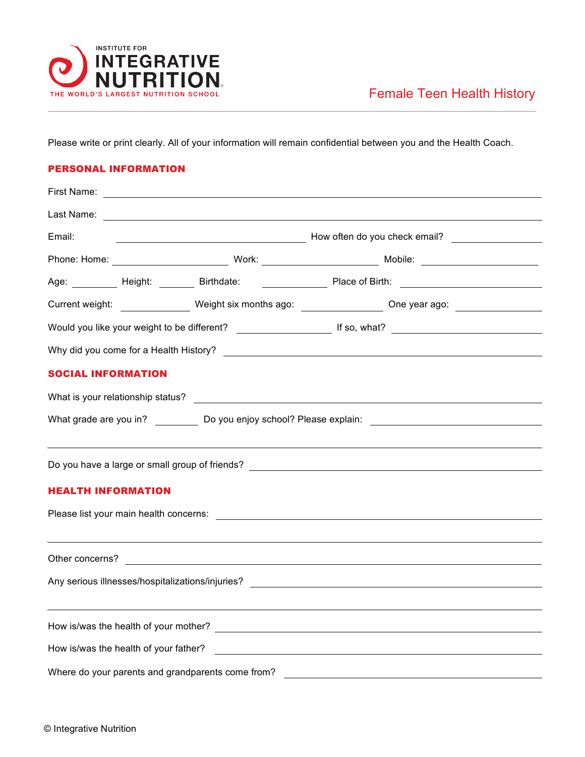INSTITUTE FOR INTEGRATIVE NUTRITION
THE WORLD'S LARGEST NUTRITION SCHOOL

# Female Teen Health History

Please write or print clearly. All of your information will remain confidential between you and the Health Coach.

## PERSONAL INFORMATION

First Name: ______________________________

Last Name: ______________________________

Email: ____________________ How often do you check email? __________

Phone: Home: ____________ Work: ____________ Mobile: ____________

Age: ______ Height: ______ Birthdate: ________ Place of Birth: ____________

Current weight: ________ Weight six months ago: ________ One year ago: ________

Would you like your weight to be different? ____________ If so, what? ____________

Why did you come for a Health History? ______________________________

## SOCIAL INFORMATION

What is your relationship status? ______________________________

What grade are you in? ______ Do you enjoy school? Please explain: ______________________________

______________________________

Do you have a large or small group of friends? ______________________________

## HEALTH INFORMATION

Please list your main health concerns: ______________________________

______________________________

Other concerns? ______________________________

Any serious illnesses/hospitalizations/injuries? ______________________________

______________________________

How is/was the health of your mother? ______________________________

How is/was the health of your father? ______________________________

Where do your parents and grandparents come from? ______________________________

© Integrative Nutrition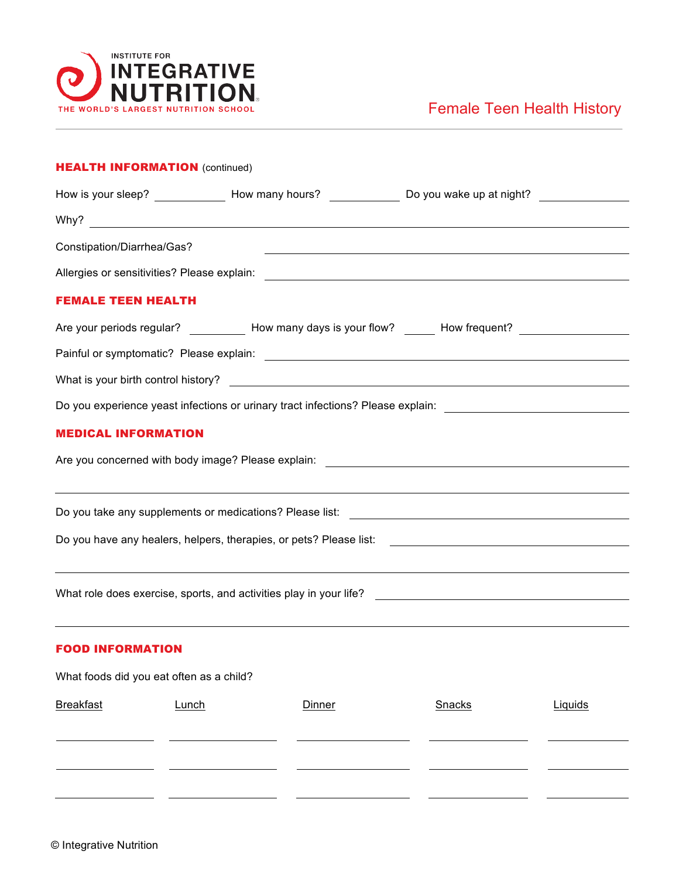Institute for Integrative Nutrition — The World's Largest Nutrition School

# Female Teen Health History

## HEALTH INFORMATION (continued)

How is your sleep? ____________ How many hours? ____________ Do you wake up at night? ______________

Why? ______________________________________________________________________

Constipation/Diarrhea/Gas? ____________________________________________________

Allergies or sensitivities? Please explain: ________________________________________

## FEMALE TEEN HEALTH

Are your periods regular? _________ How many days is your flow? _____ How frequent? ______________

Painful or symptomatic? Please explain: __________________________________________

What is your birth control history? ______________________________________________

Do you experience yeast infections or urinary tract infections? Please explain: _______________

## MEDICAL INFORMATION

Are you concerned with body image? Please explain: ______________________________

______________________________________________________________________

Do you take any supplements or medications? Please list: ____________________________

Do you have any healers, helpers, therapies, or pets? Please list: _______________________

______________________________________________________________________

What role does exercise, sports, and activities play in your life? _______________________

______________________________________________________________________

## FOOD INFORMATION

What foods did you eat often as a child?

| Breakfast | Lunch | Dinner | Snacks | Liquids |
| --- | --- | --- | --- | --- |
| | | | | |
| | | | | |
| | | | | |

© Integrative Nutrition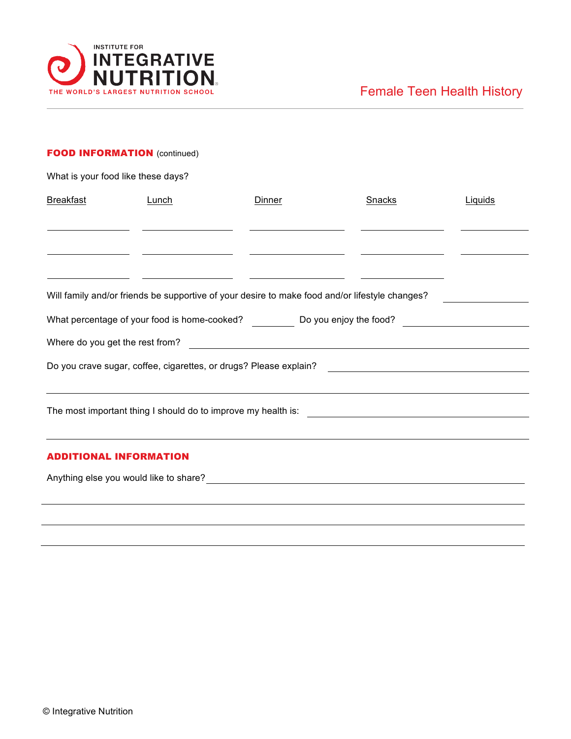Female Teen Health History

**FOOD INFORMATION** (continued)

What is your food like these days?

| Breakfast | Lunch | Dinner | Snacks | Liquids |
| --- | --- | --- | --- | --- |
| | | | | |
| | | | | |
| | | | | |

Will family and/or friends be supportive of your desire to make food and/or lifestyle changes? \_\_\_\_\_\_\_\_\_\_

What percentage of your food is home-cooked? \_\_\_\_\_\_ Do you enjoy the food? \_\_\_\_\_\_\_\_\_\_

Where do you get the rest from? \_\_\_\_\_\_\_\_\_\_\_\_\_\_\_\_\_\_\_\_

Do you crave sugar, coffee, cigarettes, or drugs? Please explain? \_\_\_\_\_\_\_\_\_\_\_\_\_\_\_\_\_\_\_\_

The most important thing I should do to improve my health is: \_\_\_\_\_\_\_\_\_\_\_\_\_\_\_\_\_\_\_\_

**ADDITIONAL INFORMATION**

Anything else you would like to share? \_\_\_\_\_\_\_\_\_\_\_\_\_\_\_\_\_\_\_\_

© Integrative Nutrition